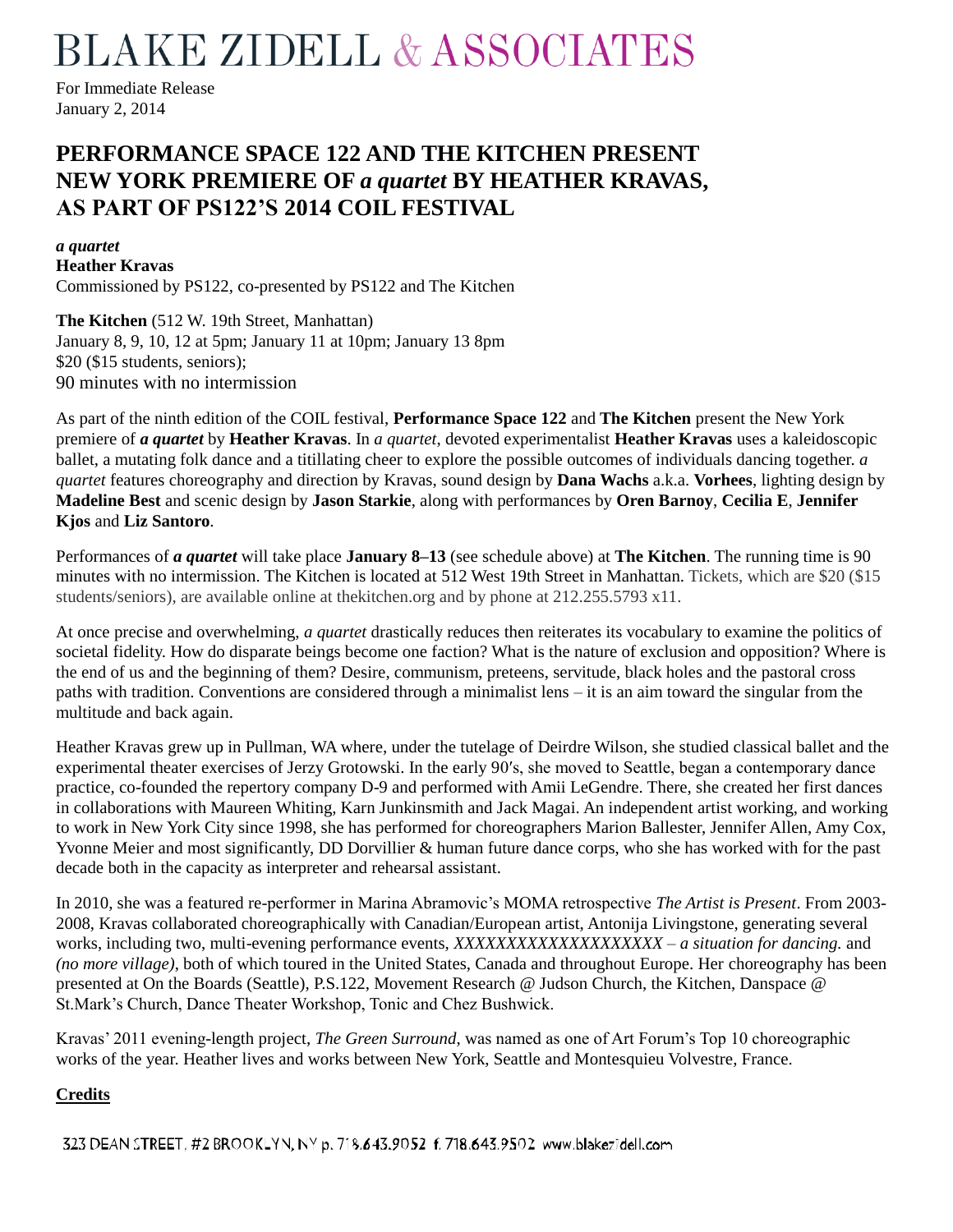# BLAKE ZIDELL & ASSOCIATES

For Immediate Release
January 2, 2014

## PERFORMANCE SPACE 122 AND THE KITCHEN PRESENT NEW YORK PREMIERE OF *a quartet* BY HEATHER KRAVAS, AS PART OF PS122'S 2014 COIL FESTIVAL

***a quartet***
**Heather Kravas**
Commissioned by PS122, co-presented by PS122 and The Kitchen

**The Kitchen** (512 W. 19th Street, Manhattan)
January 8, 9, 10, 12 at 5pm; January 11 at 10pm; January 13 8pm
$20 ($15 students, seniors);
90 minutes with no intermission

As part of the ninth edition of the COIL festival, **Performance Space 122** and **The Kitchen** present the New York premiere of ***a quartet*** by **Heather Kravas**. In *a quartet*, devoted experimentalist **Heather Kravas** uses a kaleidoscopic ballet, a mutating folk dance and a titillating cheer to explore the possible outcomes of individuals dancing together. *a quartet* features choreography and direction by Kravas, sound design by **Dana Wachs** a.k.a. **Vorhees**, lighting design by **Madeline Best** and scenic design by **Jason Starkie**, along with performances by **Oren Barnoy**, **Cecilia E**, **Jennifer Kjos** and **Liz Santoro**.

Performances of ***a quartet*** will take place **January 8–13** (see schedule above) at **The Kitchen**. The running time is 90 minutes with no intermission. The Kitchen is located at 512 West 19th Street in Manhattan. Tickets, which are $20 ($15 students/seniors), are available online at thekitchen.org and by phone at 212.255.5793 x11.

At once precise and overwhelming, *a quartet* drastically reduces then reiterates its vocabulary to examine the politics of societal fidelity. How do disparate beings become one faction? What is the nature of exclusion and opposition? Where is the end of us and the beginning of them? Desire, communism, preteens, servitude, black holes and the pastoral cross paths with tradition. Conventions are considered through a minimalist lens – it is an aim toward the singular from the multitude and back again.

Heather Kravas grew up in Pullman, WA where, under the tutelage of Deirdre Wilson, she studied classical ballet and the experimental theater exercises of Jerzy Grotowski. In the early 90′s, she moved to Seattle, began a contemporary dance practice, co-founded the repertory company D-9 and performed with Amii LeGendre. There, she created her first dances in collaborations with Maureen Whiting, Karn Junkinsmith and Jack Magai. An independent artist working, and working to work in New York City since 1998, she has performed for choreographers Marion Ballester, Jennifer Allen, Amy Cox, Yvonne Meier and most significantly, DD Dorvillier & human future dance corps, who she has worked with for the past decade both in the capacity as interpreter and rehearsal assistant.

In 2010, she was a featured re-performer in Marina Abramovic's MOMA retrospective *The Artist is Present*. From 2003-2008, Kravas collaborated choreographically with Canadian/European artist, Antonija Livingstone, generating several works, including two, multi-evening performance events, *XXXXXXXXXXXXXXXXXXXX – a situation for dancing.* and *(no more village)*, both of which toured in the United States, Canada and throughout Europe. Her choreography has been presented at On the Boards (Seattle), P.S.122, Movement Research @ Judson Church, the Kitchen, Danspace @ St.Mark's Church, Dance Theater Workshop, Tonic and Chez Bushwick.

Kravas' 2011 evening-length project, *The Green Surround*, was named as one of Art Forum's Top 10 choreographic works of the year. Heather lives and works between New York, Seattle and Montesquieu Volvestre, France.

**Credits**

323 DEAN STREET, #2 BROOKLYN, NY p. 718.643.9052 f. 718.643.9502 www.blakezidell.com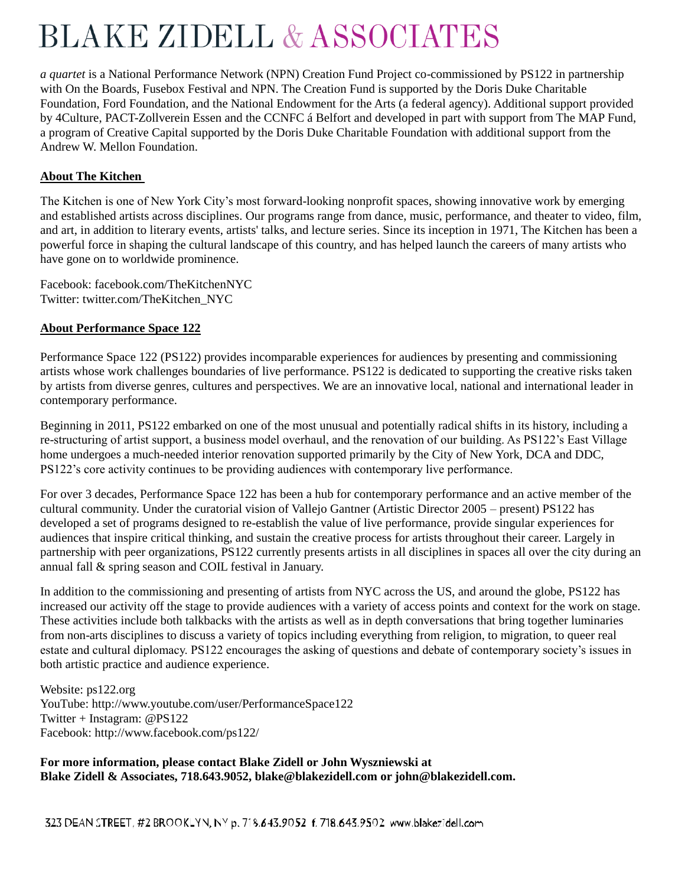*a quartet* is a National Performance Network (NPN) Creation Fund Project co-commissioned by PS122 in partnership with On the Boards, Fusebox Festival and NPN. The Creation Fund is supported by the Doris Duke Charitable Foundation, Ford Foundation, and the National Endowment for the Arts (a federal agency). Additional support provided by 4Culture, PACT-Zollverein Essen and the CCNFC á Belfort and developed in part with support from The MAP Fund, a program of Creative Capital supported by the Doris Duke Charitable Foundation with additional support from the Andrew W. Mellon Foundation.

**About The Kitchen**

The Kitchen is one of New York City's most forward-looking nonprofit spaces, showing innovative work by emerging and established artists across disciplines. Our programs range from dance, music, performance, and theater to video, film, and art, in addition to literary events, artists' talks, and lecture series. Since its inception in 1971, The Kitchen has been a powerful force in shaping the cultural landscape of this country, and has helped launch the careers of many artists who have gone on to worldwide prominence.

Facebook: facebook.com/TheKitchenNYC
Twitter: twitter.com/TheKitchen_NYC

**About Performance Space 122**

Performance Space 122 (PS122) provides incomparable experiences for audiences by presenting and commissioning artists whose work challenges boundaries of live performance. PS122 is dedicated to supporting the creative risks taken by artists from diverse genres, cultures and perspectives. We are an innovative local, national and international leader in contemporary performance.

Beginning in 2011, PS122 embarked on one of the most unusual and potentially radical shifts in its history, including a re-structuring of artist support, a business model overhaul, and the renovation of our building. As PS122's East Village home undergoes a much-needed interior renovation supported primarily by the City of New York, DCA and DDC, PS122's core activity continues to be providing audiences with contemporary live performance.

For over 3 decades, Performance Space 122 has been a hub for contemporary performance and an active member of the cultural community. Under the curatorial vision of Vallejo Gantner (Artistic Director 2005 – present) PS122 has developed a set of programs designed to re-establish the value of live performance, provide singular experiences for audiences that inspire critical thinking, and sustain the creative process for artists throughout their career. Largely in partnership with peer organizations, PS122 currently presents artists in all disciplines in spaces all over the city during an annual fall & spring season and COIL festival in January.

In addition to the commissioning and presenting of artists from NYC across the US, and around the globe, PS122 has increased our activity off the stage to provide audiences with a variety of access points and context for the work on stage. These activities include both talkbacks with the artists as well as in depth conversations that bring together luminaries from non-arts disciplines to discuss a variety of topics including everything from religion, to migration, to queer real estate and cultural diplomacy. PS122 encourages the asking of questions and debate of contemporary society's issues in both artistic practice and audience experience.

Website: ps122.org
YouTube: http://www.youtube.com/user/PerformanceSpace122
Twitter + Instagram: @PS122
Facebook: http://www.facebook.com/ps122/

**For more information, please contact Blake Zidell or John Wyszniewski at Blake Zidell & Associates, 718.643.9052, blake@blakezidell.com or john@blakezidell.com.**